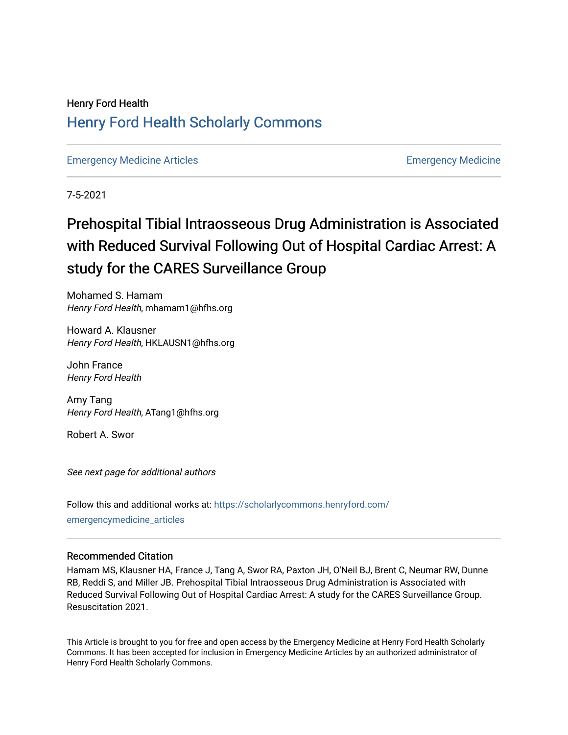Henry Ford Health

## Henry Ford Health Scholarly Commons

Emergency Medicine Articles | Emergency Medicine

7-5-2021

# Prehospital Tibial Intraosseous Drug Administration is Associated with Reduced Survival Following Out of Hospital Cardiac Arrest: A study for the CARES Surveillance Group

Mohamed S. Hamam
*Henry Ford Health*, mhamam1@hfhs.org

Howard A. Klausner
*Henry Ford Health*, HKLAUSN1@hfhs.org

John France
*Henry Ford Health*

Amy Tang
*Henry Ford Health*, ATang1@hfhs.org

Robert A. Swor

*See next page for additional authors*

Follow this and additional works at: https://scholarlycommons.henryford.com/emergencymedicine_articles

### Recommended Citation

Hamam MS, Klausner HA, France J, Tang A, Swor RA, Paxton JH, O'Neil BJ, Brent C, Neumar RW, Dunne RB, Reddi S, and Miller JB. Prehospital Tibial Intraosseous Drug Administration is Associated with Reduced Survival Following Out of Hospital Cardiac Arrest: A study for the CARES Surveillance Group. Resuscitation 2021.

This Article is brought to you for free and open access by the Emergency Medicine at Henry Ford Health Scholarly Commons. It has been accepted for inclusion in Emergency Medicine Articles by an authorized administrator of Henry Ford Health Scholarly Commons.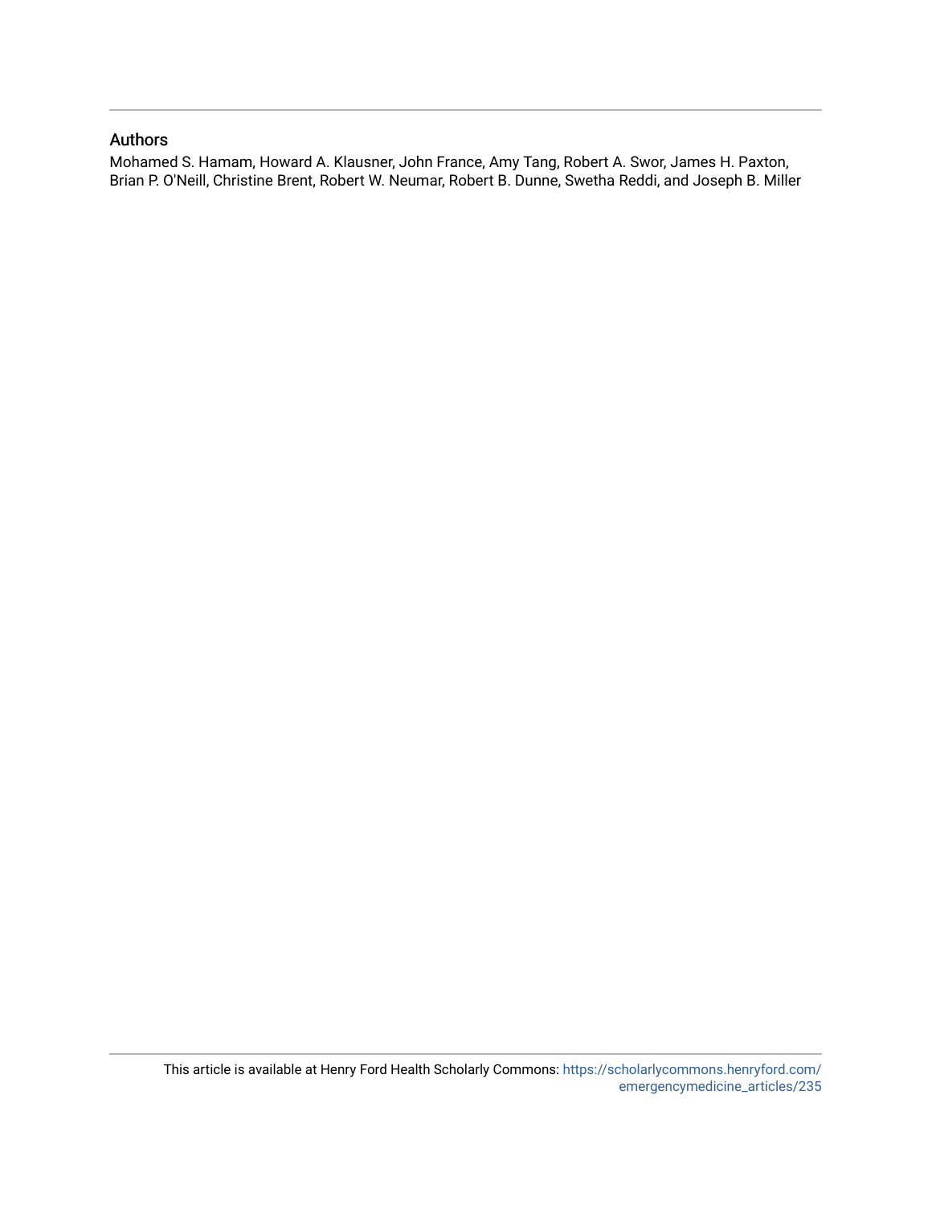## Authors

Mohamed S. Hamam, Howard A. Klausner, John France, Amy Tang, Robert A. Swor, James H. Paxton, Brian P. O'Neill, Christine Brent, Robert W. Neumar, Robert B. Dunne, Swetha Reddi, and Joseph B. Miller

This article is available at Henry Ford Health Scholarly Commons: https://scholarlycommons.henryford.com/emergencymedicine_articles/235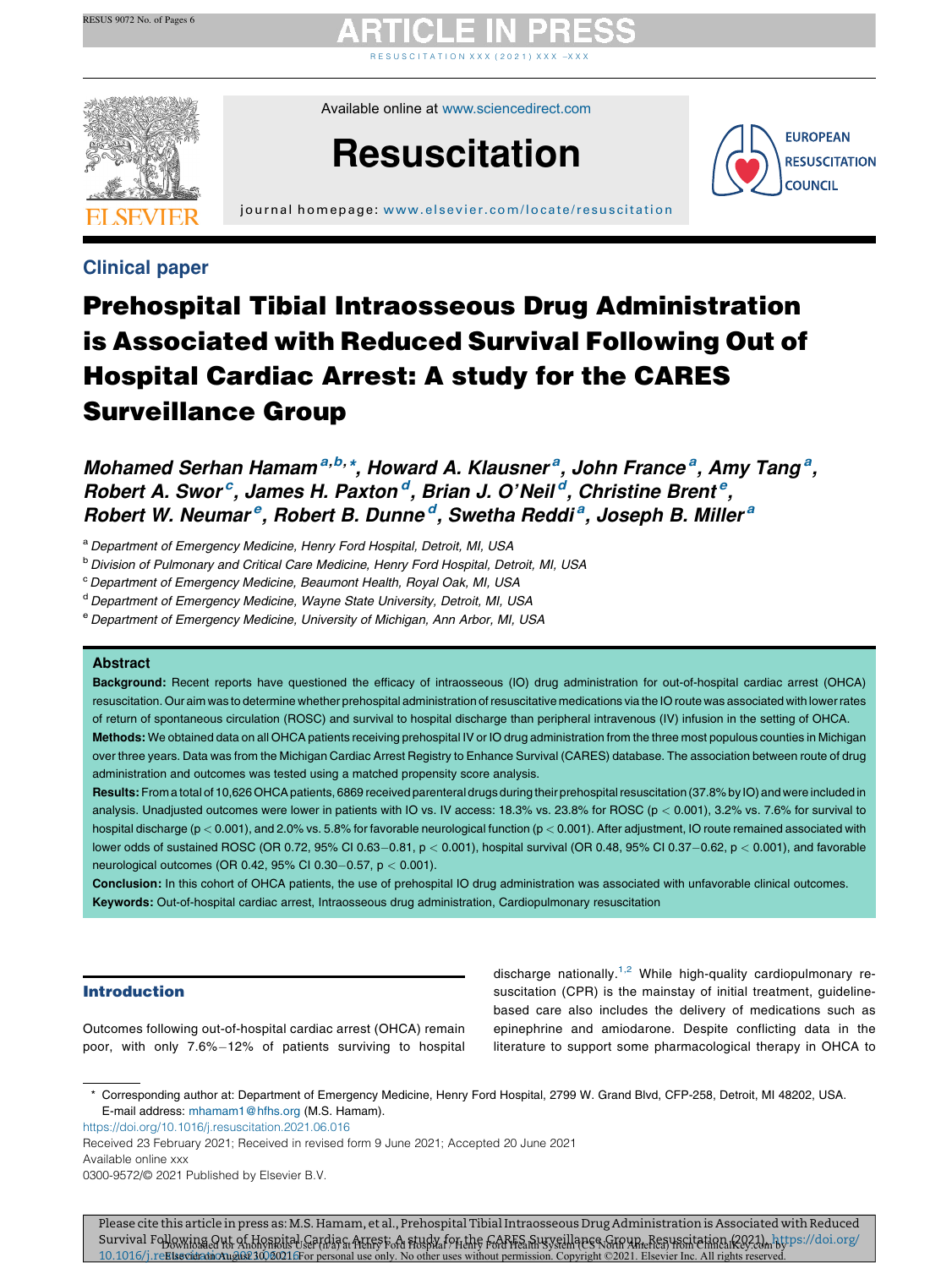## Clinical paper

# Prehospital Tibial Intraosseous Drug Administration is Associated with Reduced Survival Following Out of Hospital Cardiac Arrest: A study for the CARES Surveillance Group

**Mohamed Serhan Hamam[a,b,*], Howard A. Klausner[a], John France[a], Amy Tang[a], Robert A. Swor[c], James H. Paxton[d], Brian J. O'Neil[d], Christine Brent[e], Robert W. Neumar[e], Robert B. Dunne[d], Swetha Reddi[a], Joseph B. Miller[a]**

[a] Department of Emergency Medicine, Henry Ford Hospital, Detroit, MI, USA
[b] Division of Pulmonary and Critical Care Medicine, Henry Ford Hospital, Detroit, MI, USA
[c] Department of Emergency Medicine, Beaumont Health, Royal Oak, MI, USA
[d] Department of Emergency Medicine, Wayne State University, Detroit, MI, USA
[e] Department of Emergency Medicine, University of Michigan, Ann Arbor, MI, USA

## Abstract

**Background:** Recent reports have questioned the efficacy of intraosseous (IO) drug administration for out-of-hospital cardiac arrest (OHCA) resuscitation. Our aim was to determine whether prehospital administration of resuscitative medications via the IO route was associated with lower rates of return of spontaneous circulation (ROSC) and survival to hospital discharge than peripheral intravenous (IV) infusion in the setting of OHCA.

**Methods:** We obtained data on all OHCA patients receiving prehospital IV or IO drug administration from the three most populous counties in Michigan over three years. Data was from the Michigan Cardiac Arrest Registry to Enhance Survival (CARES) database. The association between route of drug administration and outcomes was tested using a matched propensity score analysis.

**Results:** From a total of 10,626 OHCA patients, 6869 received parenteral drugs during their prehospital resuscitation (37.8% by IO) and were included in analysis. Unadjusted outcomes were lower in patients with IO vs. IV access: 18.3% vs. 23.8% for ROSC ($p < 0.001$), 3.2% vs. 7.6% for survival to hospital discharge ($p < 0.001$), and 2.0% vs. 5.8% for favorable neurological function ($p < 0.001$). After adjustment, IO route remained associated with lower odds of sustained ROSC (OR 0.72, 95% CI 0.63−0.81, $p < 0.001$), hospital survival (OR 0.48, 95% CI 0.37−0.62, $p < 0.001$), and favorable neurological outcomes (OR 0.42, 95% CI 0.30−0.57, $p < 0.001$).

**Conclusion:** In this cohort of OHCA patients, the use of prehospital IO drug administration was associated with unfavorable clinical outcomes.

**Keywords:** Out-of-hospital cardiac arrest, Intraosseous drug administration, Cardiopulmonary resuscitation

## Introduction

Outcomes following out-of-hospital cardiac arrest (OHCA) remain poor, with only 7.6%−12% of patients surviving to hospital discharge nationally.[1,2] While high-quality cardiopulmonary resuscitation (CPR) is the mainstay of initial treatment, guideline-based care also includes the delivery of medications such as epinephrine and amiodarone. Despite conflicting data in the literature to support some pharmacological therapy in OHCA to

* Corresponding author at: Department of Emergency Medicine, Henry Ford Hospital, 2799 W. Grand Blvd, CFP-258, Detroit, MI 48202, USA.
E-mail address: mhamam1@hfhs.org (M.S. Hamam).

https://doi.org/10.1016/j.resuscitation.2021.06.016

Received 23 February 2021; Received in revised form 9 June 2021; Accepted 20 June 2021

Available online xxx

0300-9572/© 2021 Published by Elsevier B.V.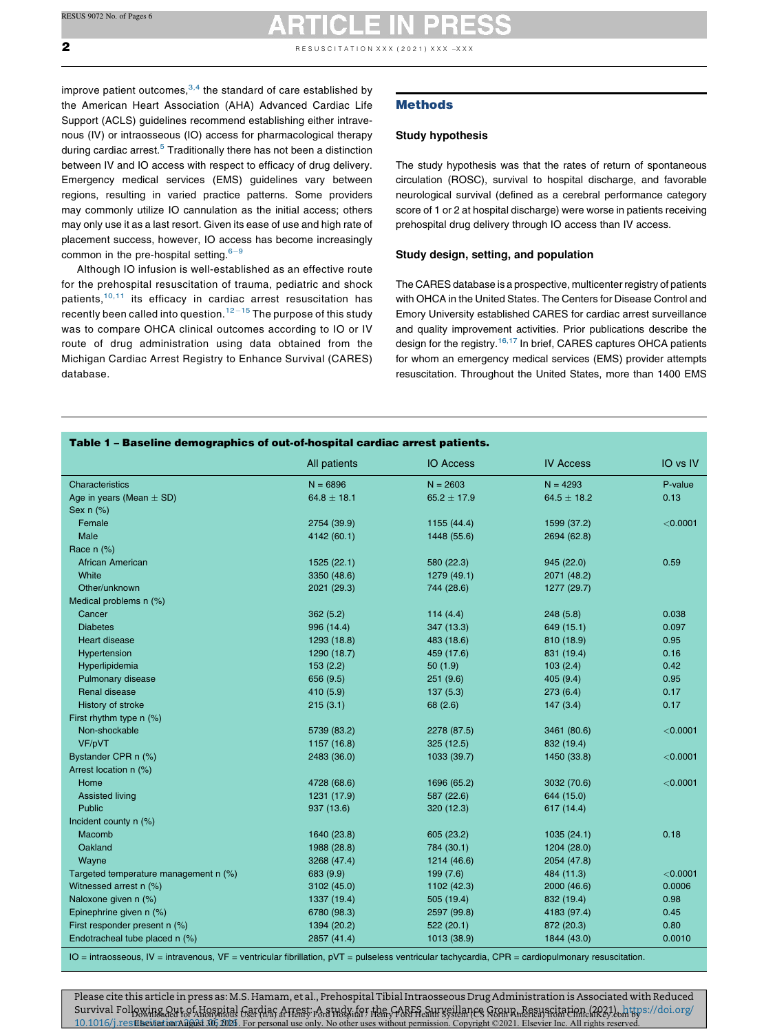improve patient outcomes,[3,4] the standard of care established by the American Heart Association (AHA) Advanced Cardiac Life Support (ACLS) guidelines recommend establishing either intravenous (IV) or intraosseous (IO) access for pharmacological therapy during cardiac arrest.[5] Traditionally there has not been a distinction between IV and IO access with respect to efficacy of drug delivery. Emergency medical services (EMS) guidelines vary between regions, resulting in varied practice patterns. Some providers may commonly utilize IO cannulation as the initial access; others may only use it as a last resort. Given its ease of use and high rate of placement success, however, IO access has become increasingly common in the pre-hospital setting.[6–9]

Although IO infusion is well-established as an effective route for the prehospital resuscitation of trauma, pediatric and shock patients,[10,11] its efficacy in cardiac arrest resuscitation has recently been called into question.[12–15] The purpose of this study was to compare OHCA clinical outcomes according to IO or IV route of drug administration using data obtained from the Michigan Cardiac Arrest Registry to Enhance Survival (CARES) database.

## Methods

### Study hypothesis

The study hypothesis was that the rates of return of spontaneous circulation (ROSC), survival to hospital discharge, and favorable neurological survival (defined as a cerebral performance category score of 1 or 2 at hospital discharge) were worse in patients receiving prehospital drug delivery through IO access than IV access.

### Study design, setting, and population

The CARES database is a prospective, multicenter registry of patients with OHCA in the United States. The Centers for Disease Control and Emory University established CARES for cardiac arrest surveillance and quality improvement activities. Prior publications describe the design for the registry.[16,17] In brief, CARES captures OHCA patients for whom an emergency medical services (EMS) provider attempts resuscitation. Throughout the United States, more than 1400 EMS

**Table 1 – Baseline demographics of out-of-hospital cardiac arrest patients.**

| | All patients | IO Access | IV Access | IO vs IV |
|---|---|---|---|---|
| Characteristics | N = 6896 | N = 2603 | N = 4293 | P-value |
| Age in years (Mean ± SD) | 64.8 ± 18.1 | 65.2 ± 17.9 | 64.5 ± 18.2 | 0.13 |
| Sex n (%) | | | | |
| Female | 2754 (39.9) | 1155 (44.4) | 1599 (37.2) | <0.0001 |
| Male | 4142 (60.1) | 1448 (55.6) | 2694 (62.8) | |
| Race n (%) | | | | |
| African American | 1525 (22.1) | 580 (22.3) | 945 (22.0) | 0.59 |
| White | 3350 (48.6) | 1279 (49.1) | 2071 (48.2) | |
| Other/unknown | 2021 (29.3) | 744 (28.6) | 1277 (29.7) | |
| Medical problems n (%) | | | | |
| Cancer | 362 (5.2) | 114 (4.4) | 248 (5.8) | 0.038 |
| Diabetes | 996 (14.4) | 347 (13.3) | 649 (15.1) | 0.097 |
| Heart disease | 1293 (18.8) | 483 (18.6) | 810 (18.9) | 0.95 |
| Hypertension | 1290 (18.7) | 459 (17.6) | 831 (19.4) | 0.16 |
| Hyperlipidemia | 153 (2.2) | 50 (1.9) | 103 (2.4) | 0.42 |
| Pulmonary disease | 656 (9.5) | 251 (9.6) | 405 (9.4) | 0.95 |
| Renal disease | 410 (5.9) | 137 (5.3) | 273 (6.4) | 0.17 |
| History of stroke | 215 (3.1) | 68 (2.6) | 147 (3.4) | 0.17 |
| First rhythm type n (%) | | | | |
| Non-shockable | 5739 (83.2) | 2278 (87.5) | 3461 (80.6) | <0.0001 |
| VF/pVT | 1157 (16.8) | 325 (12.5) | 832 (19.4) | |
| Bystander CPR n (%) | 2483 (36.0) | 1033 (39.7) | 1450 (33.8) | <0.0001 |
| Arrest location n (%) | | | | |
| Home | 4728 (68.6) | 1696 (65.2) | 3032 (70.6) | <0.0001 |
| Assisted living | 1231 (17.9) | 587 (22.6) | 644 (15.0) | |
| Public | 937 (13.6) | 320 (12.3) | 617 (14.4) | |
| Incident county n (%) | | | | |
| Macomb | 1640 (23.8) | 605 (23.2) | 1035 (24.1) | 0.18 |
| Oakland | 1988 (28.8) | 784 (30.1) | 1204 (28.0) | |
| Wayne | 3268 (47.4) | 1214 (46.6) | 2054 (47.8) | |
| Targeted temperature management n (%) | 683 (9.9) | 199 (7.6) | 484 (11.3) | <0.0001 |
| Witnessed arrest n (%) | 3102 (45.0) | 1102 (42.3) | 2000 (46.6) | 0.0006 |
| Naloxone given n (%) | 1337 (19.4) | 505 (19.4) | 832 (19.4) | 0.98 |
| Epinephrine given n (%) | 6780 (98.3) | 2597 (99.8) | 4183 (97.4) | 0.45 |
| First responder present n (%) | 1394 (20.2) | 522 (20.1) | 872 (20.3) | 0.80 |
| Endotracheal tube placed n (%) | 2857 (41.4) | 1013 (38.9) | 1844 (43.0) | 0.0010 |

IO = intraosseous, IV = intravenous, VF = ventricular fibrillation, pVT = pulseless ventricular tachycardia, CPR = cardiopulmonary resuscitation.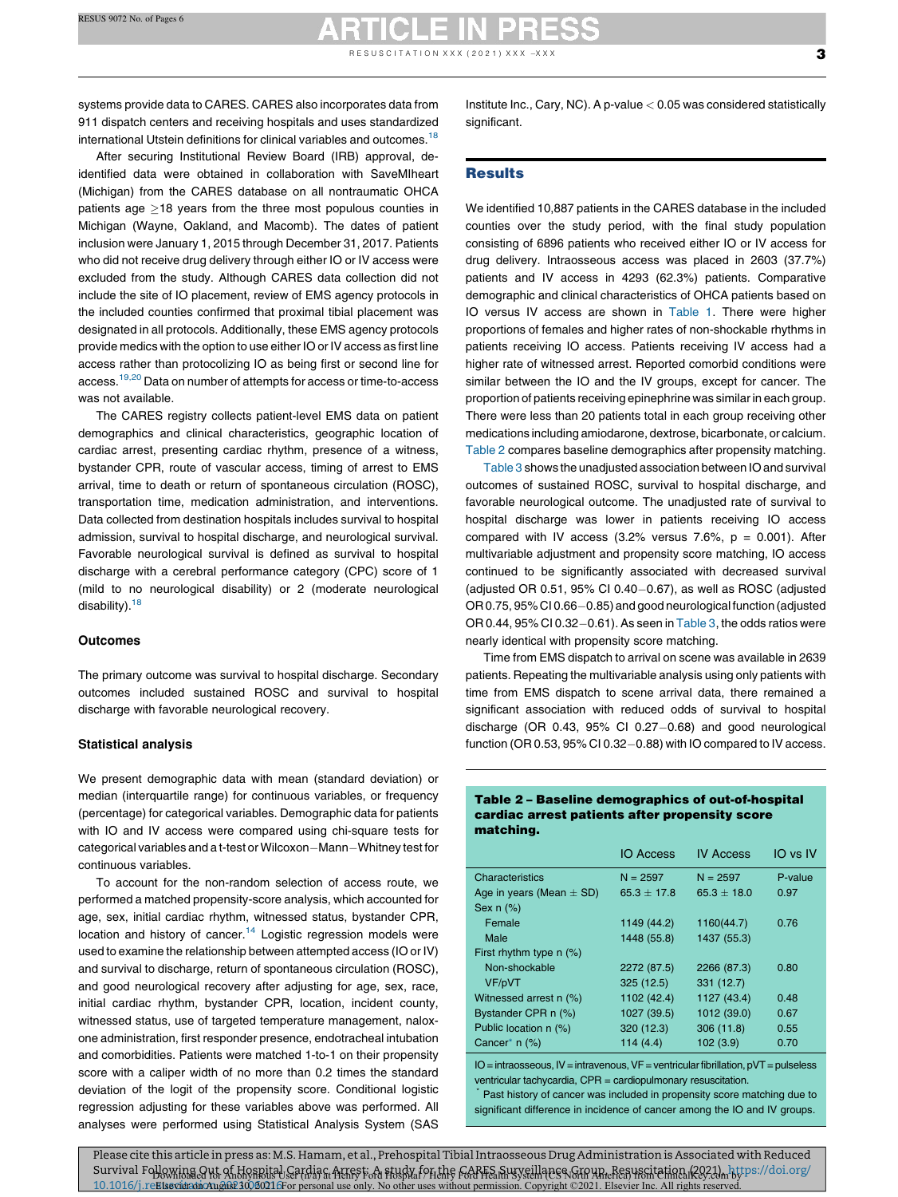systems provide data to CARES. CARES also incorporates data from 911 dispatch centers and receiving hospitals and uses standardized international Utstein definitions for clinical variables and outcomes.[18]

After securing Institutional Review Board (IRB) approval, de-identified data were obtained in collaboration with SaveMIheart (Michigan) from the CARES database on all nontraumatic OHCA patients age ≥18 years from the three most populous counties in Michigan (Wayne, Oakland, and Macomb). The dates of patient inclusion were January 1, 2015 through December 31, 2017. Patients who did not receive drug delivery through either IO or IV access were excluded from the study. Although CARES data collection did not include the site of IO placement, review of EMS agency protocols in the included counties confirmed that proximal tibial placement was designated in all protocols. Additionally, these EMS agency protocols provide medics with the option to use either IO or IV access as first line access rather than protocolizing IO as being first or second line for access.[19,20] Data on number of attempts for access or time-to-access was not available.

The CARES registry collects patient-level EMS data on patient demographics and clinical characteristics, geographic location of cardiac arrest, presenting cardiac rhythm, presence of a witness, bystander CPR, route of vascular access, timing of arrest to EMS arrival, time to death or return of spontaneous circulation (ROSC), transportation time, medication administration, and interventions. Data collected from destination hospitals includes survival to hospital admission, survival to hospital discharge, and neurological survival. Favorable neurological survival is defined as survival to hospital discharge with a cerebral performance category (CPC) score of 1 (mild to no neurological disability) or 2 (moderate neurological disability).[18]

### Outcomes

The primary outcome was survival to hospital discharge. Secondary outcomes included sustained ROSC and survival to hospital discharge with favorable neurological recovery.

### Statistical analysis

We present demographic data with mean (standard deviation) or median (interquartile range) for continuous variables, or frequency (percentage) for categorical variables. Demographic data for patients with IO and IV access were compared using chi-square tests for categorical variables and a t-test or Wilcoxon−Mann−Whitney test for continuous variables.

To account for the non-random selection of access route, we performed a matched propensity-score analysis, which accounted for age, sex, initial cardiac rhythm, witnessed status, bystander CPR, location and history of cancer.[14] Logistic regression models were used to examine the relationship between attempted access (IO or IV) and survival to discharge, return of spontaneous circulation (ROSC), and good neurological recovery after adjusting for age, sex, race, initial cardiac rhythm, bystander CPR, location, incident county, witnessed status, use of targeted temperature management, naloxone administration, first responder presence, endotracheal intubation and comorbidities. Patients were matched 1-to-1 on their propensity score with a caliper width of no more than 0.2 times the standard deviation of the logit of the propensity score. Conditional logistic regression adjusting for these variables above was performed. All analyses were performed using Statistical Analysis System (SAS Institute Inc., Cary, NC). A p-value $< 0.05$ was considered statistically significant.

## Results

We identified 10,887 patients in the CARES database in the included counties over the study period, with the final study population consisting of 6896 patients who received either IO or IV access for drug delivery. Intraosseous access was placed in 2603 (37.7%) patients and IV access in 4293 (62.3%) patients. Comparative demographic and clinical characteristics of OHCA patients based on IO versus IV access are shown in Table 1. There were higher proportions of females and higher rates of non-shockable rhythms in patients receiving IO access. Patients receiving IV access had a higher rate of witnessed arrest. Reported comorbid conditions were similar between the IO and the IV groups, except for cancer. The proportion of patients receiving epinephrine was similar in each group. There were less than 20 patients total in each group receiving other medications including amiodarone, dextrose, bicarbonate, or calcium. Table 2 compares baseline demographics after propensity matching.

Table 3 shows the unadjusted association between IO and survival outcomes of sustained ROSC, survival to hospital discharge, and favorable neurological outcome. The unadjusted rate of survival to hospital discharge was lower in patients receiving IO access compared with IV access (3.2% versus 7.6%, p = 0.001). After multivariable adjustment and propensity score matching, IO access continued to be significantly associated with decreased survival (adjusted OR 0.51, 95% CI 0.40−0.67), as well as ROSC (adjusted OR 0.75, 95% CI 0.66−0.85) and good neurological function (adjusted OR 0.44, 95% CI 0.32−0.61). As seen in Table 3, the odds ratios were nearly identical with propensity score matching.

Time from EMS dispatch to arrival on scene was available in 2639 patients. Repeating the multivariable analysis using only patients with time from EMS dispatch to scene arrival data, there remained a significant association with reduced odds of survival to hospital discharge (OR 0.43, 95% CI 0.27−0.68) and good neurological function (OR 0.53, 95% CI 0.32−0.88) with IO compared to IV access.

**Table 2 – Baseline demographics of out-of-hospital cardiac arrest patients after propensity score matching.**

| | IO Access | IV Access | IO vs IV |
|---|---|---|---|
| Characteristics | N = 2597 | N = 2597 | P-value |
| Age in years (Mean ± SD) | 65.3 ± 17.8 | 65.3 ± 18.0 | 0.97 |
| Sex n (%) | | | |
| Female | 1149 (44.2) | 1160(44.7) | 0.76 |
| Male | 1448 (55.8) | 1437 (55.3) | |
| First rhythm type n (%) | | | |
| Non-shockable | 2272 (87.5) | 2266 (87.3) | 0.80 |
| VF/pVT | 325 (12.5) | 331 (12.7) | |
| Witnessed arrest n (%) | 1102 (42.4) | 1127 (43.4) | 0.48 |
| Bystander CPR n (%) | 1027 (39.5) | 1012 (39.0) | 0.67 |
| Public location n (%) | 320 (12.3) | 306 (11.8) | 0.55 |
| Cancer* n (%) | 114 (4.4) | 102 (3.9) | 0.70 |

IO = intraosseous, IV = intravenous, VF = ventricular fibrillation, pVT = pulseless ventricular tachycardia, CPR = cardiopulmonary resuscitation.
* Past history of cancer was included in propensity score matching due to significant difference in incidence of cancer among the IO and IV groups.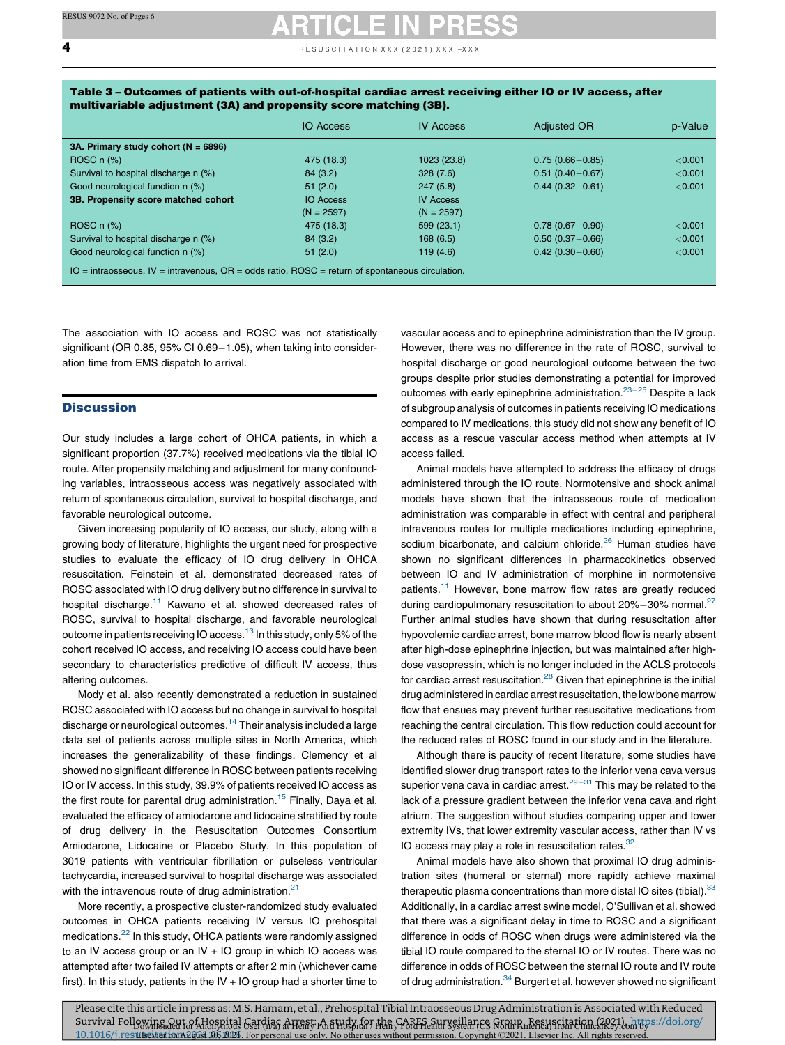**Table 3 – Outcomes of patients with out-of-hospital cardiac arrest receiving either IO or IV access, after multivariable adjustment (3A) and propensity score matching (3B).**

| | IO Access | IV Access | Adjusted OR | p-Value |
|---|---|---|---|---|
| **3A. Primary study cohort (N = 6896)** | | | | |
| ROSC n (%) | 475 (18.3) | 1023 (23.8) | 0.75 (0.66−0.85) | <0.001 |
| Survival to hospital discharge n (%) | 84 (3.2) | 328 (7.6) | 0.51 (0.40−0.67) | <0.001 |
| Good neurological function n (%) | 51 (2.0) | 247 (5.8) | 0.44 (0.32−0.61) | <0.001 |
| **3B. Propensity score matched cohort** | IO Access (N = 2597) | IV Access (N = 2597) | | |
| ROSC n (%) | 475 (18.3) | 599 (23.1) | 0.78 (0.67−0.90) | <0.001 |
| Survival to hospital discharge n (%) | 84 (3.2) | 168 (6.5) | 0.50 (0.37−0.66) | <0.001 |
| Good neurological function n (%) | 51 (2.0) | 119 (4.6) | 0.42 (0.30−0.60) | <0.001 |

IO = intraosseous, IV = intravenous, OR = odds ratio, ROSC = return of spontaneous circulation.

The association with IO access and ROSC was not statistically significant (OR 0.85, 95% CI 0.69−1.05), when taking into consideration time from EMS dispatch to arrival.

## Discussion

Our study includes a large cohort of OHCA patients, in which a significant proportion (37.7%) received medications via the tibial IO route. After propensity matching and adjustment for many confounding variables, intraosseous access was negatively associated with return of spontaneous circulation, survival to hospital discharge, and favorable neurological outcome.

Given increasing popularity of IO access, our study, along with a growing body of literature, highlights the urgent need for prospective studies to evaluate the efficacy of IO drug delivery in OHCA resuscitation. Feinstein et al. demonstrated decreased rates of ROSC associated with IO drug delivery but no difference in survival to hospital discharge.[11] Kawano et al. showed decreased rates of ROSC, survival to hospital discharge, and favorable neurological outcome in patients receiving IO access.[13] In this study, only 5% of the cohort received IO access, and receiving IO access could have been secondary to characteristics predictive of difficult IV access, thus altering outcomes.

Mody et al. also recently demonstrated a reduction in sustained ROSC associated with IO access but no change in survival to hospital discharge or neurological outcomes.[14] Their analysis included a large data set of patients across multiple sites in North America, which increases the generalizability of these findings. Clemency et al showed no significant difference in ROSC between patients receiving IO or IV access. In this study, 39.9% of patients received IO access as the first route for parental drug administration.[15] Finally, Daya et al. evaluated the efficacy of amiodarone and lidocaine stratified by route of drug delivery in the Resuscitation Outcomes Consortium Amiodarone, Lidocaine or Placebo Study. In this population of 3019 patients with ventricular fibrillation or pulseless ventricular tachycardia, increased survival to hospital discharge was associated with the intravenous route of drug administration.[21]

More recently, a prospective cluster-randomized study evaluated outcomes in OHCA patients receiving IV versus IO prehospital medications.[22] In this study, OHCA patients were randomly assigned to an IV access group or an IV + IO group in which IO access was attempted after two failed IV attempts or after 2 min (whichever came first). In this study, patients in the IV + IO group had a shorter time to vascular access and to epinephrine administration than the IV group. However, there was no difference in the rate of ROSC, survival to hospital discharge or good neurological outcome between the two groups despite prior studies demonstrating a potential for improved outcomes with early epinephrine administration.[23–25] Despite a lack of subgroup analysis of outcomes in patients receiving IO medications compared to IV medications, this study did not show any benefit of IO access as a rescue vascular access method when attempts at IV access failed.

Animal models have attempted to address the efficacy of drugs administered through the IO route. Normotensive and shock animal models have shown that the intraosseous route of medication administration was comparable in effect with central and peripheral intravenous routes for multiple medications including epinephrine, sodium bicarbonate, and calcium chloride.[26] Human studies have shown no significant differences in pharmacokinetics observed between IO and IV administration of morphine in normotensive patients.[11] However, bone marrow flow rates are greatly reduced during cardiopulmonary resuscitation to about 20%−30% normal.[27] Further animal studies have shown that during resuscitation after hypovolemic cardiac arrest, bone marrow blood flow is nearly absent after high-dose epinephrine injection, but was maintained after high-dose vasopressin, which is no longer included in the ACLS protocols for cardiac arrest resuscitation.[28] Given that epinephrine is the initial drug administered in cardiac arrest resuscitation, the low bone marrow flow that ensues may prevent further resuscitative medications from reaching the central circulation. This flow reduction could account for the reduced rates of ROSC found in our study and in the literature.

Although there is paucity of recent literature, some studies have identified slower drug transport rates to the inferior vena cava versus superior vena cava in cardiac arrest.[29–31] This may be related to the lack of a pressure gradient between the inferior vena cava and right atrium. The suggestion without studies comparing upper and lower extremity IVs, that lower extremity vascular access, rather than IV vs IO access may play a role in resuscitation rates.[32]

Animal models have also shown that proximal IO drug administration sites (humeral or sternal) more rapidly achieve maximal therapeutic plasma concentrations than more distal IO sites (tibial).[33] Additionally, in a cardiac arrest swine model, O'Sullivan et al. showed that there was a significant delay in time to ROSC and a significant difference in odds of ROSC when drugs were administered via the tibial IO route compared to the sternal IO or IV routes. There was no difference in odds of ROSC between the sternal IO route and IV route of drug administration.[34] Burgert et al. however showed no significant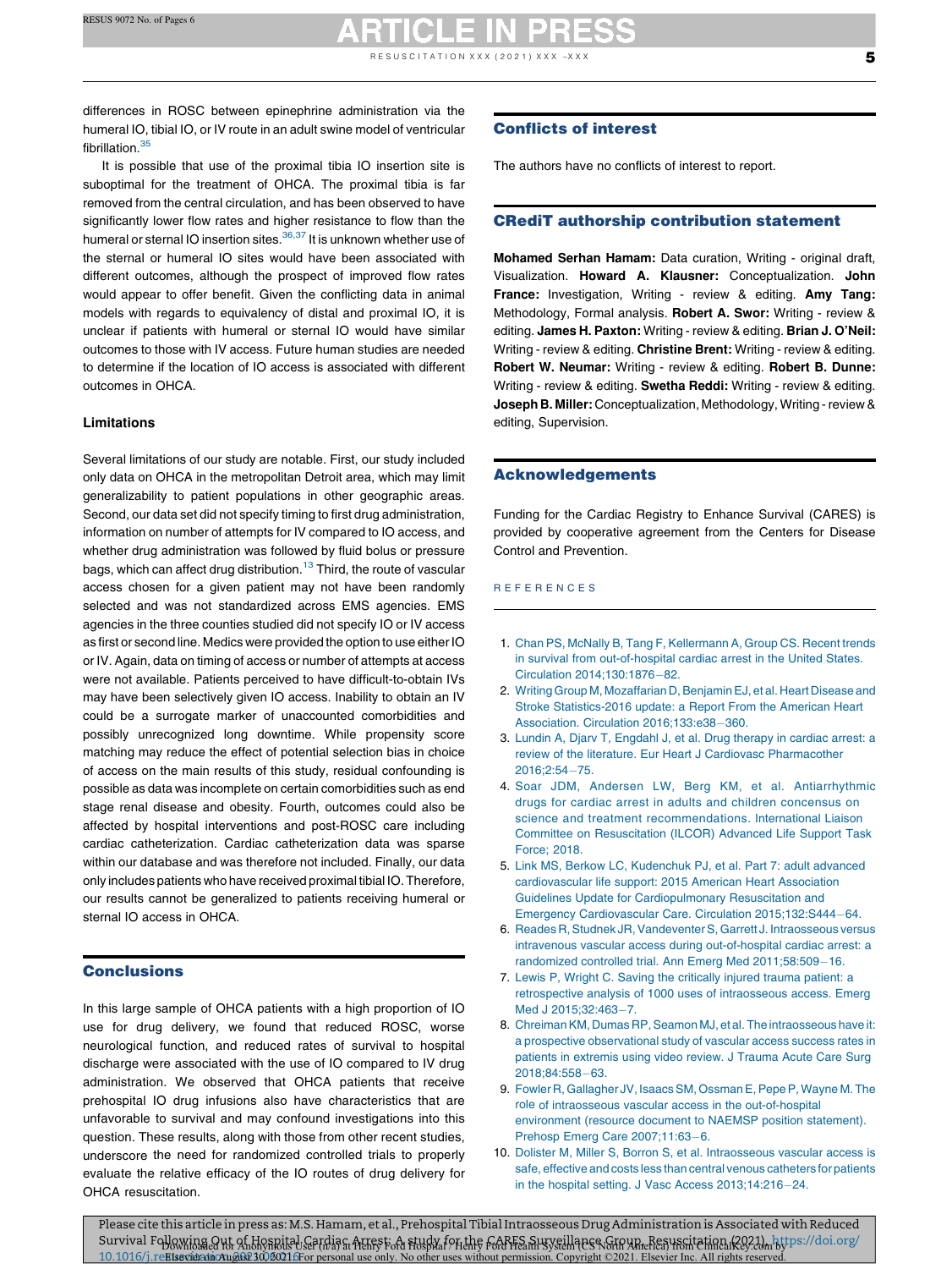differences in ROSC between epinephrine administration via the humeral IO, tibial IO, or IV route in an adult swine model of ventricular fibrillation.[35]

It is possible that use of the proximal tibia IO insertion site is suboptimal for the treatment of OHCA. The proximal tibia is far removed from the central circulation, and has been observed to have significantly lower flow rates and higher resistance to flow than the humeral or sternal IO insertion sites.[36,37] It is unknown whether use of the sternal or humeral IO sites would have been associated with different outcomes, although the prospect of improved flow rates would appear to offer benefit. Given the conflicting data in animal models with regards to equivalency of distal and proximal IO, it is unclear if patients with humeral or sternal IO would have similar outcomes to those with IV access. Future human studies are needed to determine if the location of IO access is associated with different outcomes in OHCA.

### Limitations

Several limitations of our study are notable. First, our study included only data on OHCA in the metropolitan Detroit area, which may limit generalizability to patient populations in other geographic areas. Second, our data set did not specify timing to first drug administration, information on number of attempts for IV compared to IO access, and whether drug administration was followed by fluid bolus or pressure bags, which can affect drug distribution.[13] Third, the route of vascular access chosen for a given patient may not have been randomly selected and was not standardized across EMS agencies. EMS agencies in the three counties studied did not specify IO or IV access as first or second line. Medics were provided the option to use either IO or IV. Again, data on timing of access or number of attempts at access were not available. Patients perceived to have difficult-to-obtain IVs may have been selectively given IO access. Inability to obtain an IV could be a surrogate marker of unaccounted comorbidities and possibly unrecognized long downtime. While propensity score matching may reduce the effect of potential selection bias in choice of access on the main results of this study, residual confounding is possible as data was incomplete on certain comorbidities such as end stage renal disease and obesity. Fourth, outcomes could also be affected by hospital interventions and post-ROSC care including cardiac catheterization. Cardiac catheterization data was sparse within our database and was therefore not included. Finally, our data only includes patients who have received proximal tibial IO. Therefore, our results cannot be generalized to patients receiving humeral or sternal IO access in OHCA.

## Conclusions

In this large sample of OHCA patients with a high proportion of IO use for drug delivery, we found that reduced ROSC, worse neurological function, and reduced rates of survival to hospital discharge were associated with the use of IO compared to IV drug administration. We observed that OHCA patients that receive prehospital IO drug infusions also have characteristics that are unfavorable to survival and may confound investigations into this question. These results, along with those from other recent studies, underscore the need for randomized controlled trials to properly evaluate the relative efficacy of the IO routes of drug delivery for OHCA resuscitation.

## Conflicts of interest

The authors have no conflicts of interest to report.

## CRediT authorship contribution statement

**Mohamed Serhan Hamam:** Data curation, Writing - original draft, Visualization. **Howard A. Klausner:** Conceptualization. **John France:** Investigation, Writing - review & editing. **Amy Tang:** Methodology, Formal analysis. **Robert A. Swor:** Writing - review & editing. **James H. Paxton:** Writing - review & editing. **Brian J. O'Neil:** Writing - review & editing. **Christine Brent:** Writing - review & editing. **Robert W. Neumar:** Writing - review & editing. **Robert B. Dunne:** Writing - review & editing. **Swetha Reddi:** Writing - review & editing. **Joseph B. Miller:** Conceptualization, Methodology, Writing - review & editing, Supervision.

## Acknowledgements

Funding for the Cardiac Registry to Enhance Survival (CARES) is provided by cooperative agreement from the Centers for Disease Control and Prevention.

## REFERENCES

1. Chan PS, McNally B, Tang F, Kellermann A, Group CS. Recent trends in survival from out-of-hospital cardiac arrest in the United States. Circulation 2014;130:1876–82.
2. Writing Group M, Mozaffarian D, Benjamin EJ, et al. Heart Disease and Stroke Statistics-2016 update: a Report From the American Heart Association. Circulation 2016;133:e38–360.
3. Lundin A, Djarv T, Engdahl J, et al. Drug therapy in cardiac arrest: a review of the literature. Eur Heart J Cardiovasc Pharmacother 2016;2:54–75.
4. Soar JDM, Andersen LW, Berg KM, et al. Antiarrhythmic drugs for cardiac arrest in adults and children consensus on science and treatment recommendations. International Liaison Committee on Resuscitation (ILCOR) Advanced Life Support Task Force; 2018.
5. Link MS, Berkow LC, Kudenchuk PJ, et al. Part 7: adult advanced cardiovascular life support: 2015 American Heart Association Guidelines Update for Cardiopulmonary Resuscitation and Emergency Cardiovascular Care. Circulation 2015;132:S444–64.
6. Reades R, Studnek JR, Vandeventer S, Garrett J. Intraosseous versus intravenous vascular access during out-of-hospital cardiac arrest: a randomized controlled trial. Ann Emerg Med 2011;58:509–16.
7. Lewis P, Wright C. Saving the critically injured trauma patient: a retrospective analysis of 1000 uses of intraosseous access. Emerg Med J 2015;32:463–7.
8. Chreiman KM, Dumas RP, Seamon MJ, et al. The intraosseous have it: a prospective observational study of vascular access success rates in patients in extremis using video review. J Trauma Acute Care Surg 2018;84:558–63.
9. Fowler R, Gallagher JV, Isaacs SM, Ossman E, Pepe P, Wayne M. The role of intraosseous vascular access in the out-of-hospital environment (resource document to NAEMSP position statement). Prehosp Emerg Care 2007;11:63–6.
10. Dolister M, Miller S, Borron S, et al. Intraosseous vascular access is safe, effective and costs less than central venous catheters for patients in the hospital setting. J Vasc Access 2013;14:216–24.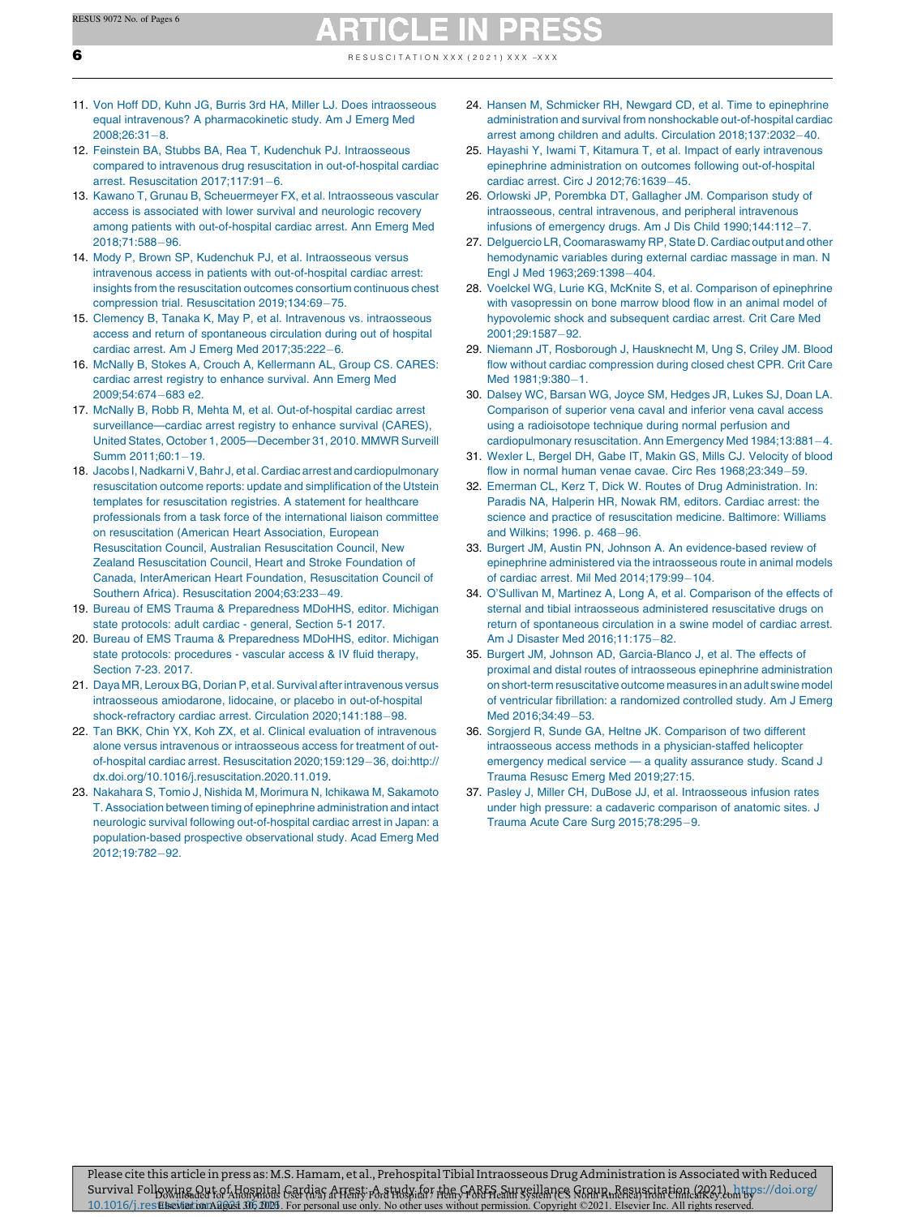11. Von Hoff DD, Kuhn JG, Burris 3rd HA, Miller LJ. Does intraosseous equal intravenous? A pharmacokinetic study. Am J Emerg Med 2008;26:31–8.
12. Feinstein BA, Stubbs BA, Rea T, Kudenchuk PJ. Intraosseous compared to intravenous drug resuscitation in out-of-hospital cardiac arrest. Resuscitation 2017;117:91–6.
13. Kawano T, Grunau B, Scheuermeyer FX, et al. Intraosseous vascular access is associated with lower survival and neurologic recovery among patients with out-of-hospital cardiac arrest. Ann Emerg Med 2018;71:588–96.
14. Mody P, Brown SP, Kudenchuk PJ, et al. Intraosseous versus intravenous access in patients with out-of-hospital cardiac arrest: insights from the resuscitation outcomes consortium continuous chest compression trial. Resuscitation 2019;134:69–75.
15. Clemency B, Tanaka K, May P, et al. Intravenous vs. intraosseous access and return of spontaneous circulation during out of hospital cardiac arrest. Am J Emerg Med 2017;35:222–6.
16. McNally B, Stokes A, Crouch A, Kellermann AL, Group CS. CARES: cardiac arrest registry to enhance survival. Ann Emerg Med 2009;54:674–683 e2.
17. McNally B, Robb R, Mehta M, et al. Out-of-hospital cardiac arrest surveillance—cardiac arrest registry to enhance survival (CARES), United States, October 1, 2005—December 31, 2010. MMWR Surveill Summ 2011;60:1–19.
18. Jacobs I, Nadkarni V, Bahr J, et al. Cardiac arrest and cardiopulmonary resuscitation outcome reports: update and simplification of the Utstein templates for resuscitation registries. A statement for healthcare professionals from a task force of the international liaison committee on resuscitation (American Heart Association, European Resuscitation Council, Australian Resuscitation Council, New Zealand Resuscitation Council, Heart and Stroke Foundation of Canada, InterAmerican Heart Foundation, Resuscitation Council of Southern Africa). Resuscitation 2004;63:233–49.
19. Bureau of EMS Trauma & Preparedness MDoHHS, editor. Michigan state protocols: adult cardiac - general, Section 5-1 2017.
20. Bureau of EMS Trauma & Preparedness MDoHHS, editor. Michigan state protocols: procedures - vascular access & IV fluid therapy, Section 7-23. 2017.
21. Daya MR, Leroux BG, Dorian P, et al. Survival after intravenous versus intraosseous amiodarone, lidocaine, or placebo in out-of-hospital shock-refractory cardiac arrest. Circulation 2020;141:188–98.
22. Tan BKK, Chin YX, Koh ZX, et al. Clinical evaluation of intravenous alone versus intravenous or intraosseous access for treatment of out-of-hospital cardiac arrest. Resuscitation 2020;159:129–36, doi:http://dx.doi.org/10.1016/j.resuscitation.2020.11.019.
23. Nakahara S, Tomio J, Nishida M, Morimura N, Ichikawa M, Sakamoto T. Association between timing of epinephrine administration and intact neurologic survival following out-of-hospital cardiac arrest in Japan: a population-based prospective observational study. Acad Emerg Med 2012;19:782–92.
24. Hansen M, Schmicker RH, Newgard CD, et al. Time to epinephrine administration and survival from nonshockable out-of-hospital cardiac arrest among children and adults. Circulation 2018;137:2032–40.
25. Hayashi Y, Iwami T, Kitamura T, et al. Impact of early intravenous epinephrine administration on outcomes following out-of-hospital cardiac arrest. Circ J 2012;76:1639–45.
26. Orlowski JP, Porembka DT, Gallagher JM. Comparison study of intraosseous, central intravenous, and peripheral intravenous infusions of emergency drugs. Am J Dis Child 1990;144:112–7.
27. Delguercio LR, Coomaraswamy RP, State D. Cardiac output and other hemodynamic variables during external cardiac massage in man. N Engl J Med 1963;269:1398–404.
28. Voelckel WG, Lurie KG, McKnite S, et al. Comparison of epinephrine with vasopressin on bone marrow blood flow in an animal model of hypovolemic shock and subsequent cardiac arrest. Crit Care Med 2001;29:1587–92.
29. Niemann JT, Rosborough J, Hausknecht M, Ung S, Criley JM. Blood flow without cardiac compression during closed chest CPR. Crit Care Med 1981;9:380–1.
30. Dalsey WC, Barsan WG, Joyce SM, Hedges JR, Lukes SJ, Doan LA. Comparison of superior vena caval and inferior vena caval access using a radioisotope technique during normal perfusion and cardiopulmonary resuscitation. Ann Emergency Med 1984;13:881–4.
31. Wexler L, Bergel DH, Gabe IT, Makin GS, Mills CJ. Velocity of blood flow in normal human venae cavae. Circ Res 1968;23:349–59.
32. Emerman CL, Kerz T, Dick W. Routes of Drug Administration. In: Paradis NA, Halperin HR, Nowak RM, editors. Cardiac arrest: the science and practice of resuscitation medicine. Baltimore: Williams and Wilkins; 1996. p. 468–96.
33. Burgert JM, Austin PN, Johnson A. An evidence-based review of epinephrine administered via the intraosseous route in animal models of cardiac arrest. Mil Med 2014;179:99–104.
34. O'Sullivan M, Martinez A, Long A, et al. Comparison of the effects of sternal and tibial intraosseous administered resuscitative drugs on return of spontaneous circulation in a swine model of cardiac arrest. Am J Disaster Med 2016;11:175–82.
35. Burgert JM, Johnson AD, Garcia-Blanco J, et al. The effects of proximal and distal routes of intraosseous epinephrine administration on short-term resuscitative outcome measures in an adult swine model of ventricular fibrillation: a randomized controlled study. Am J Emerg Med 2016;34:49–53.
36. Sorgjerd R, Sunde GA, Heltne JK. Comparison of two different intraosseous access methods in a physician-staffed helicopter emergency medical service — a quality assurance study. Scand J Trauma Resusc Emerg Med 2019;27:15.
37. Pasley J, Miller CH, DuBose JJ, et al. Intraosseous infusion rates under high pressure: a cadaveric comparison of anatomic sites. J Trauma Acute Care Surg 2015;78:295–9.